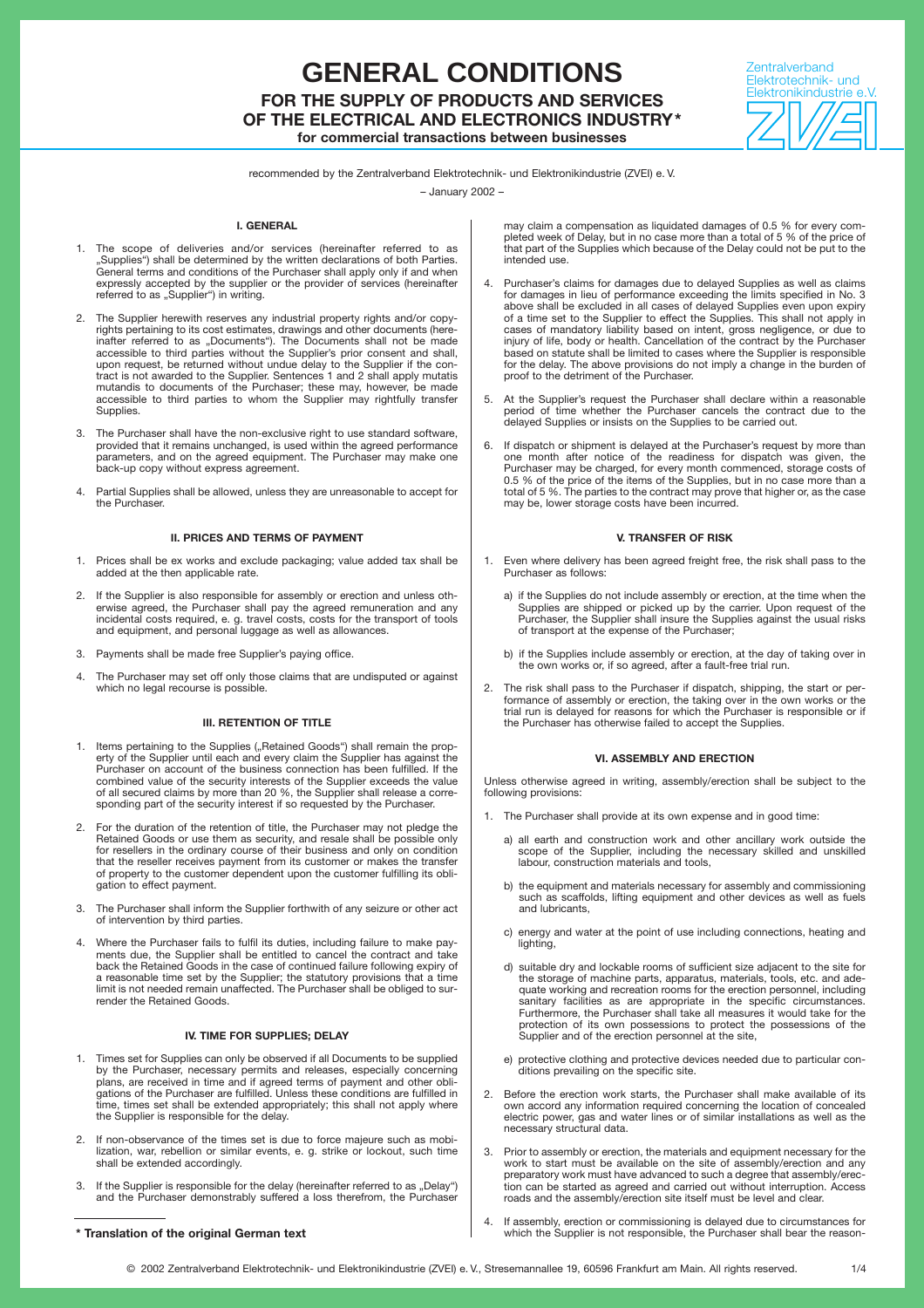# GENERAL CONDITIONS

## FOR THE SUPPLY OF PRODUCTS AND SERVICES OF THE ELECTRICAL AND ELECTRONICS INDUSTRY*

**for commercial transactions between businesses**

Zentralverband Elektrotechnik- und Elektronikindustrie e.V.

recommended by the Zentralverband Elektrotechnik- und Elektronikindustrie (ZVEI) e. V.

– January 2002 –

### I. GENERAL

1. The scope of deliveries and/or services (hereinafter referred to as „Supplies") shall be determined by the written declarations of both Parties. General terms and conditions of the Purchaser shall apply only if and when expressly accepted by the supplier or the provider of services (hereinafter referred to as „Supplier") in writing.
2. The Supplier herewith reserves any industrial property rights and/or copyrights pertaining to its cost estimates, drawings and other documents (hereinafter referred to as „Documents"). The Documents shall not be made accessible to third parties without the Supplier's prior consent and shall, upon request, be returned without undue delay to the Supplier if the contract is not awarded to the Supplier. Sentences 1 and 2 shall apply mutatis mutandis to documents of the Purchaser; these may, however, be made accessible to third parties to whom the Supplier may rightfully transfer Supplies.
3. The Purchaser shall have the non-exclusive right to use standard software, provided that it remains unchanged, is used within the agreed performance parameters, and on the agreed equipment. The Purchaser may make one back-up copy without express agreement.
4. Partial Supplies shall be allowed, unless they are unreasonable to accept for the Purchaser.

### II. PRICES AND TERMS OF PAYMENT

1. Prices shall be ex works and exclude packaging; value added tax shall be added at the then applicable rate.
2. If the Supplier is also responsible for assembly or erection and unless otherwise agreed, the Purchaser shall pay the agreed remuneration and any incidental costs required, e. g. travel costs, costs for the transport of tools and equipment, and personal luggage as well as allowances.
3. Payments shall be made free Supplier's paying office.
4. The Purchaser may set off only those claims that are undisputed or against which no legal recourse is possible.

### III. RETENTION OF TITLE

1. Items pertaining to the Supplies („Retained Goods") shall remain the property of the Supplier until each and every claim the Supplier has against the Purchaser on account of the business connection has been fulfilled. If the combined value of the security interests of the Supplier exceeds the value of all secured claims by more than 20 %, the Supplier shall release a corresponding part of the security interest if so requested by the Purchaser.
2. For the duration of the retention of title, the Purchaser may not pledge the Retained Goods or use them as security, and resale shall be possible only for resellers in the ordinary course of their business and only on condition that the reseller receives payment from its customer or makes the transfer of property to the customer dependent upon the customer fulfilling its obligation to effect payment.
3. The Purchaser shall inform the Supplier forthwith of any seizure or other act of intervention by third parties.
4. Where the Purchaser fails to fulfil its duties, including failure to make payments due, the Supplier shall be entitled to cancel the contract and take back the Retained Goods in the case of continued failure following expiry of a reasonable time set by the Supplier; the statutory provisions that a time limit is not needed remain unaffected. The Purchaser shall be obliged to surrender the Retained Goods.

### IV. TIME FOR SUPPLIES; DELAY

1. Times set for Supplies can only be observed if all Documents to be supplied by the Purchaser, necessary permits and releases, especially concerning plans, are received in time and if agreed terms of payment and other obligations of the Purchaser are fulfilled. Unless these conditions are fulfilled in time, times set shall be extended appropriately; this shall not apply where the Supplier is responsible for the delay.
2. If non-observance of the times set is due to force majeure such as mobilization, war, rebellion or similar events, e. g. strike or lockout, such time shall be extended accordingly.
3. If the Supplier is responsible for the delay (hereinafter referred to as „Delay") and the Purchaser demonstrably suffered a loss therefrom, the Purchaser may claim a compensation as liquidated damages of 0.5 % for every completed week of Delay, but in no case more than a total of 5 % of the price of that part of the Supplies which because of the Delay could not be put to the intended use.
4. Purchaser's claims for damages due to delayed Supplies as well as claims for damages in lieu of performance exceeding the limits specified in No. 3 above shall be excluded in all cases of delayed Supplies even upon expiry of a time set to the Supplier to effect the Supplies. This shall not apply in cases of mandatory liability based on intent, gross negligence, or due to injury of life, body or health. Cancellation of the contract by the Purchaser based on statute shall be limited to cases where the Supplier is responsible for the delay. The above provisions do not imply a change in the burden of proof to the detriment of the Purchaser.
5. At the Supplier's request the Purchaser shall declare within a reasonable period of time whether the Purchaser cancels the contract due to the delayed Supplies or insists on the Supplies to be carried out.
6. If dispatch or shipment is delayed at the Purchaser's request by more than one month after notice of the readiness for dispatch was given, the Purchaser may be charged, for every month commenced, storage costs of 0.5 % of the price of the items of the Supplies, but in no case more than a total of 5 %. The parties to the contract may prove that higher or, as the case may be, lower storage costs have been incurred.

### V. TRANSFER OF RISK

1. Even where delivery has been agreed freight free, the risk shall pass to the Purchaser as follows:
   a) if the Supplies do not include assembly or erection, at the time when the Supplies are shipped or picked up by the carrier. Upon request of the Purchaser, the Supplier shall insure the Supplies against the usual risks of transport at the expense of the Purchaser;
   b) if the Supplies include assembly or erection, at the day of taking over in the own works or, if so agreed, after a fault-free trial run.
2. The risk shall pass to the Purchaser if dispatch, shipping, the start or performance of assembly or erection, the taking over in the own works or the trial run is delayed for reasons for which the Purchaser is responsible or if the Purchaser has otherwise failed to accept the Supplies.

### VI. ASSEMBLY AND ERECTION

Unless otherwise agreed in writing, assembly/erection shall be subject to the following provisions:

1. The Purchaser shall provide at its own expense and in good time:
   a) all earth and construction work and other ancillary work outside the scope of the Supplier, including the necessary skilled and unskilled labour, construction materials and tools,
   b) the equipment and materials necessary for assembly and commissioning such as scaffolds, lifting equipment and other devices as well as fuels and lubricants,
   c) energy and water at the point of use including connections, heating and lighting,
   d) suitable dry and lockable rooms of sufficient size adjacent to the site for the storage of machine parts, apparatus, materials, tools, etc. and adequate working and recreation rooms for the erection personnel, including sanitary facilities as are appropriate in the specific circumstances. Furthermore, the Purchaser shall take all measures it would take for the protection of its own possessions to protect the possessions of the Supplier and of the erection personnel at the site,
   e) protective clothing and protective devices needed due to particular conditions prevailing on the specific site.
2. Before the erection work starts, the Purchaser shall make available of its own accord any information required concerning the location of concealed electric power, gas and water lines or of similar installations as well as the necessary structural data.
3. Prior to assembly or erection, the materials and equipment necessary for the work to start must be available on the site of assembly/erection and any preparatory work must have advanced to such a degree that assembly/erection can be started as agreed and carried out without interruption. Access roads and the assembly/erection site itself must be level and clear.
4. If assembly, erection or commissioning is delayed due to circumstances for which the Supplier is not responsible, the Purchaser shall bear the reason-

**\* Translation of the original German text**

© 2002 Zentralverband Elektrotechnik- und Elektronikindustrie (ZVEI) e. V., Stresemannallee 19, 60596 Frankfurt am Main. All rights reserved.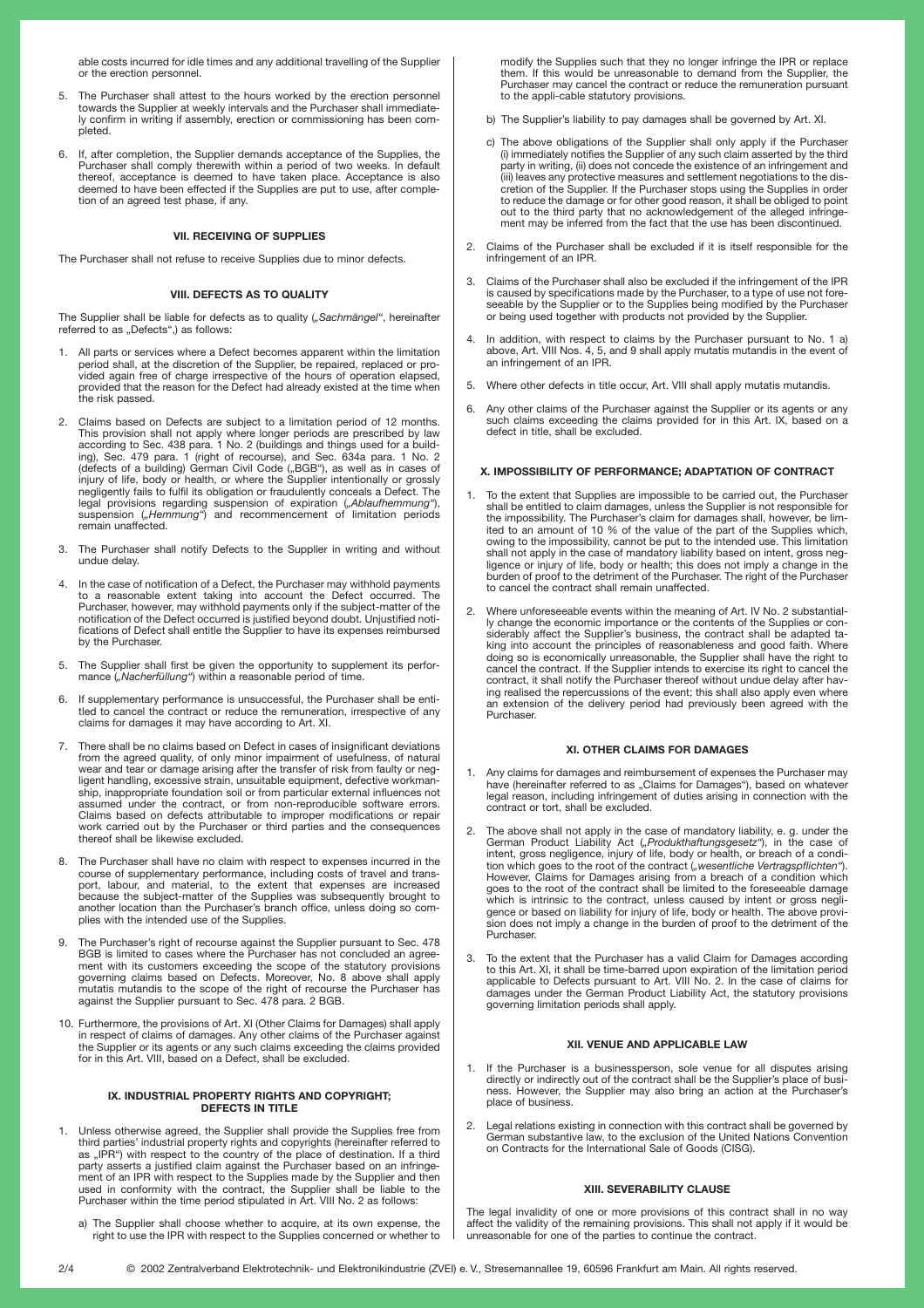able costs incurred for idle times and any additional travelling of the Supplier or the erection personnel.

5. The Purchaser shall attest to the hours worked by the erection personnel towards the Supplier at weekly intervals and the Purchaser shall immediately confirm in writing if assembly, erection or commissioning has been completed.

6. If, after completion, the Supplier demands acceptance of the Supplies, the Purchaser shall comply therewith within a period of two weeks. In default thereof, acceptance is deemed to have taken place. Acceptance is also deemed to have been effected if the Supplies are put to use, after completion of an agreed test phase, if any.

#### VII. RECEIVING OF SUPPLIES

The Purchaser shall not refuse to receive Supplies due to minor defects.

#### VIII. DEFECTS AS TO QUALITY

The Supplier shall be liable for defects as to quality („*Sachmängel*“, hereinafter referred to as „Defects“,) as follows:

1. All parts or services where a Defect becomes apparent within the limitation period shall, at the discretion of the Supplier, be repaired, replaced or provided again free of charge irrespective of the hours of operation elapsed, provided that the reason for the Defect had already existed at the time when the risk passed.

2. Claims based on Defects are subject to a limitation period of 12 months. This provision shall not apply where longer periods are prescribed by law according to Sec. 438 para. 1 No. 2 (buildings and things used for a building), Sec. 479 para. 1 (right of recourse), and Sec. 634a para. 1 No. 2 (defects of a building) German Civil Code („BGB“), as well as in cases of injury of life, body or health, or where the Supplier intentionally or grossly negligently fails to fulfil its obligation or fraudulently conceals a Defect. The legal provisions regarding suspension of expiration („*Ablaufhemmung*“), suspension („*Hemmung*“) and recommencement of limitation periods remain unaffected.

3. The Purchaser shall notify Defects to the Supplier in writing and without undue delay.

4. In the case of notification of a Defect, the Purchaser may withhold payments to a reasonable extent taking into account the Defect occurred. The Purchaser, however, may withhold payments only if the subject-matter of the notification of the Defect occurred is justified beyond doubt. Unjustified notifications of Defect shall entitle the Supplier to have its expenses reimbursed by the Purchaser.

5. The Supplier shall first be given the opportunity to supplement its performance („*Nacherfüllung*“) within a reasonable period of time.

6. If supplementary performance is unsuccessful, the Purchaser shall be entitled to cancel the contract or reduce the remuneration, irrespective of any claims for damages it may have according to Art. XI.

7. There shall be no claims based on Defect in cases of insignificant deviations from the agreed quality, of only minor impairment of usefulness, of natural wear and tear or damage arising after the transfer of risk from faulty or negligent handling, excessive strain, unsuitable equipment, defective workmanship, inappropriate foundation soil or from particular external influences not assumed under the contract, or from non-reproducible software errors. Claims based on defects attributable to improper modifications or repair work carried out by the Purchaser or third parties and the consequences thereof shall be likewise excluded.

8. The Purchaser shall have no claim with respect to expenses incurred in the course of supplementary performance, including costs of travel and transport, labour, and material, to the extent that expenses are increased because the subject-matter of the Supplies was subsequently brought to another location than the Purchaser's branch office, unless doing so complies with the intended use of the Supplies.

9. The Purchaser's right of recourse against the Supplier pursuant to Sec. 478 BGB is limited to cases where the Purchaser has not concluded an agreement with its customers exceeding the scope of the statutory provisions governing claims based on Defects. Moreover, No. 8 above shall apply mutatis mutandis to the scope of the right of recourse the Purchaser has against the Supplier pursuant to Sec. 478 para. 2 BGB.

10. Furthermore, the provisions of Art. XI (Other Claims for Damages) shall apply in respect of claims of damages. Any other claims of the Purchaser against the Supplier or its agents or any such claims exceeding the claims provided for in this Art. VIII, based on a Defect, shall be excluded.

#### IX. INDUSTRIAL PROPERTY RIGHTS AND COPYRIGHT; DEFECTS IN TITLE

1. Unless otherwise agreed, the Supplier shall provide the Supplies free from third parties' industrial property rights and copyrights (hereinafter referred to as „IPR“) with respect to the country of the place of destination. If a third party asserts a justified claim against the Purchaser based on an infringement of an IPR with respect to the Supplies made by the Supplier and then used in conformity with the contract, the Supplier shall be liable to the Purchaser within the time period stipulated in Art. VIII No. 2 as follows:

   a) The Supplier shall choose whether to acquire, at its own expense, the right to use the IPR with respect to the Supplies concerned or whether to modify the Supplies such that they no longer infringe the IPR or replace them. If this would be unreasonable to demand from the Supplier, the Purchaser may cancel the contract or reduce the remuneration pursuant to the appli-cable statutory provisions.

   b) The Supplier's liability to pay damages shall be governed by Art. XI.

   c) The above obligations of the Supplier shall only apply if the Purchaser (i) immediately notifies the Supplier of any such claim asserted by the third party in writing, (ii) does not concede the existence of an infringement and (iii) leaves any protective measures and settlement negotiations to the discretion of the Supplier. If the Purchaser stops using the Supplies in order to reduce the damage or for other good reason, it shall be obliged to point out to the third party that no acknowledgement of the alleged infringement may be inferred from the fact that the use has been discontinued.

2. Claims of the Purchaser shall be excluded if it is itself responsible for the infringement of an IPR.

3. Claims of the Purchaser shall also be excluded if the infringement of the IPR is caused by specifications made by the Purchaser, to a type of use not foreseeable by the Supplier or to the Supplies being modified by the Purchaser or being used together with products not provided by the Supplier.

4. In addition, with respect to claims by the Purchaser pursuant to No. 1 a) above, Art. VIII Nos. 4, 5, and 9 shall apply mutatis mutandis in the event of an infringement of an IPR.

5. Where other defects in title occur, Art. VIII shall apply mutatis mutandis.

6. Any other claims of the Purchaser against the Supplier or its agents or any such claims exceeding the claims provided for in this Art. IX, based on a defect in title, shall be excluded.

#### X. IMPOSSIBILITY OF PERFORMANCE; ADAPTATION OF CONTRACT

1. To the extent that Supplies are impossible to be carried out, the Purchaser shall be entitled to claim damages, unless the Supplier is not responsible for the impossibility. The Purchaser's claim for damages shall, however, be limited to an amount of 10 % of the value of the part of the Supplies which, owing to the impossibility, cannot be put to the intended use. This limitation shall not apply in the case of mandatory liability based on intent, gross negligence or injury of life, body or health; this does not imply a change in the burden of proof to the detriment of the Purchaser. The right of the Purchaser to cancel the contract shall remain unaffected.

2. Where unforeseeable events within the meaning of Art. IV No. 2 substantially change the economic importance or the contents of the Supplies or considerably affect the Supplier's business, the contract shall be adapted taking into account the principles of reasonableness and good faith. Where doing so is economically unreasonable, the Supplier shall have the right to cancel the contract. If the Supplier intends to exercise its right to cancel the contract, it shall notify the Purchaser thereof without undue delay after having realised the repercussions of the event; this shall also apply even where an extension of the delivery period had previously been agreed with the Purchaser.

#### XI. OTHER CLAIMS FOR DAMAGES

1. Any claims for damages and reimbursement of expenses the Purchaser may have (hereinafter referred to as „Claims for Damages“), based on whatever legal reason, including infringement of duties arising in connection with the contract or tort, shall be excluded.

2. The above shall not apply in the case of mandatory liability, e. g. under the German Product Liability Act („*Produkthaftungsgesetz*“), in the case of intent, gross negligence, injury of life, body or health, or breach of a condition which goes to the root of the contract („*wesentliche Vertragspflichten*“). However, Claims for Damages arising from a breach of a condition which goes to the root of the contract shall be limited to the foreseeable damage which is intrinsic to the contract, unless caused by intent or gross negligence or based on liability for injury of life, body or health. The above provision does not imply a change in the burden of proof to the detriment of the Purchaser.

3. To the extent that the Purchaser has a valid Claim for Damages according to this Art. XI, it shall be time-barred upon expiration of the limitation period applicable to Defects pursuant to Art. VIII No. 2. In the case of claims for damages under the German Product Liability Act, the statutory provisions governing limitation periods shall apply.

#### XII. VENUE AND APPLICABLE LAW

1. If the Purchaser is a businessperson, sole venue for all disputes arising directly or indirectly out of the contract shall be the Supplier's place of business. However, the Supplier may also bring an action at the Purchaser's place of business.

2. Legal relations existing in connection with this contract shall be governed by German substantive law, to the exclusion of the United Nations Convention on Contracts for the International Sale of Goods (CISG).

#### XIII. SEVERABILITY CLAUSE

The legal invalidity of one or more provisions of this contract shall in no way affect the validity of the remaining provisions. This shall not apply if it would be unreasonable for one of the parties to continue the contract.

© 2002 Zentralverband Elektrotechnik- und Elektronikindustrie (ZVEI) e. V., Stresemannallee 19, 60596 Frankfurt am Main. All rights reserved.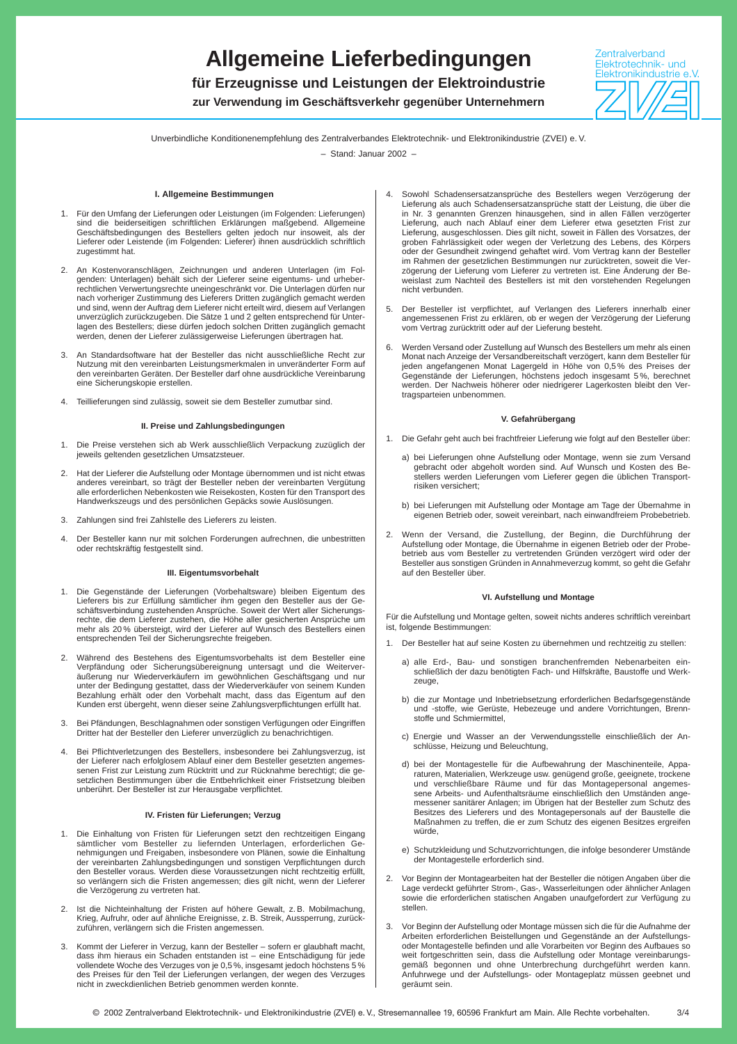# Allgemeine Lieferbedingungen

## für Erzeugnisse und Leistungen der Elektroindustrie

### zur Verwendung im Geschäftsverkehr gegenüber Unternehmern

Zentralverband Elektrotechnik- und Elektronikindustrie e.V.

Unverbindliche Konditionenempfehlung des Zentralverbandes Elektrotechnik- und Elektronikindustrie (ZVEI) e. V.

– Stand: Januar 2002 –

### I. Allgemeine Bestimmungen

1. Für den Umfang der Lieferungen oder Leistungen (im Folgenden: Lieferungen) sind die beiderseitigen schriftlichen Erklärungen maßgebend. Allgemeine Geschäftsbedingungen des Bestellers gelten jedoch nur insoweit, als der Lieferer oder Leistende (im Folgenden: Lieferer) ihnen ausdrücklich schriftlich zugestimmt hat.

2. An Kostenvoranschlägen, Zeichnungen und anderen Unterlagen (im Folgenden: Unterlagen) behält sich der Lieferer seine eigentums- und urheberrechtlichen Verwertungsrechte uneingeschränkt vor. Die Unterlagen dürfen nur nach vorheriger Zustimmung des Lieferers Dritten zugänglich gemacht werden und sind, wenn der Auftrag dem Lieferer nicht erteilt wird, diesem auf Verlangen unverzüglich zurückzugeben. Die Sätze 1 und 2 gelten entsprechend für Unterlagen des Bestellers; diese dürfen jedoch solchen Dritten zugänglich gemacht werden, denen der Lieferer zulässigerweise Lieferungen übertragen hat.

3. An Standardsoftware hat der Besteller das nicht ausschließliche Recht zur Nutzung mit den vereinbarten Leistungsmerkmalen in unveränderter Form auf den vereinbarten Geräten. Der Besteller darf ohne ausdrückliche Vereinbarung eine Sicherungskopie erstellen.

4. Teillieferungen sind zulässig, soweit sie dem Besteller zumutbar sind.

### II. Preise und Zahlungsbedingungen

1. Die Preise verstehen sich ab Werk ausschließlich Verpackung zuzüglich der jeweils geltenden gesetzlichen Umsatzsteuer.

2. Hat der Lieferer die Aufstellung oder Montage übernommen und ist nicht etwas anderes vereinbart, so trägt der Besteller neben der vereinbarten Vergütung alle erforderlichen Nebenkosten wie Reisekosten, Kosten für den Transport des Handwerkszeugs und des persönlichen Gepäcks sowie Auslösungen.

3. Zahlungen sind frei Zahlstelle des Lieferers zu leisten.

4. Der Besteller kann nur mit solchen Forderungen aufrechnen, die unbestritten oder rechtskräftig festgestellt sind.

### III. Eigentumsvorbehalt

1. Die Gegenstände der Lieferungen (Vorbehaltsware) bleiben Eigentum des Lieferers bis zur Erfüllung sämtlicher ihm gegen den Besteller aus der Geschäftsverbindung zustehenden Ansprüche. Soweit der Wert aller Sicherungsrechte, die dem Lieferer zustehen, die Höhe aller gesicherten Ansprüche um mehr als 20 % übersteigt, wird der Lieferer auf Wunsch des Bestellers einen entsprechenden Teil der Sicherungsrechte freigeben.

2. Während des Bestehens des Eigentumsvorbehalts ist dem Besteller eine Verpfändung oder Sicherungsübereignung untersagt und die Weiterveräußerung nur Wiederverkäufern im gewöhnlichen Geschäftsgang und nur unter der Bedingung gestattet, dass der Wiederverkäufer von seinem Kunden Bezahlung erhält oder den Vorbehalt macht, dass das Eigentum auf den Kunden erst übergeht, wenn dieser seine Zahlungsverpflichtungen erfüllt hat.

3. Bei Pfändungen, Beschlagnahmen oder sonstigen Verfügungen oder Eingriffen Dritter hat der Besteller den Lieferer unverzüglich zu benachrichtigen.

4. Bei Pflichtverletzungen des Bestellers, insbesondere bei Zahlungsverzug, ist der Lieferer nach erfolglosem Ablauf einer dem Besteller gesetzten angemessenen Frist zur Leistung zum Rücktritt und zur Rücknahme berechtigt; die gesetzlichen Bestimmungen über die Entbehrlichkeit einer Fristsetzung bleiben unberührt. Der Besteller ist zur Herausgabe verpflichtet.

### IV. Fristen für Lieferungen; Verzug

1. Die Einhaltung von Fristen für Lieferungen setzt den rechtzeitigen Eingang sämtlicher vom Besteller zu liefernden Unterlagen, erforderlichen Genehmigungen und Freigaben, insbesondere von Plänen, sowie die Einhaltung der vereinbarten Zahlungsbedingungen und sonstigen Verpflichtungen durch den Besteller voraus. Werden diese Voraussetzungen nicht rechtzeitig erfüllt, so verlängern sich die Fristen angemessen; dies gilt nicht, wenn der Lieferer die Verzögerung zu vertreten hat.

2. Ist die Nichteinhaltung der Fristen auf höhere Gewalt, z. B. Mobilmachung, Krieg, Aufruhr, oder auf ähnliche Ereignisse, z. B. Streik, Aussperrung, zurückzuführen, verlängern sich die Fristen angemessen.

3. Kommt der Lieferer in Verzug, kann der Besteller – sofern er glaubhaft macht, dass ihm hieraus ein Schaden entstanden ist – eine Entschädigung für jede vollendete Woche des Verzuges von je 0,5 %, insgesamt jedoch höchstens 5 % des Preises für den Teil der Lieferungen verlangen, der wegen des Verzuges nicht in zweckdienlichen Betrieb genommen werden konnte.

4. Sowohl Schadensersatzansprüche des Bestellers wegen Verzögerung der Lieferung als auch Schadensersatzansprüche statt der Leistung, die über die in Nr. 3 genannten Grenzen hinausgehen, sind in allen Fällen verzögerter Lieferung, auch nach Ablauf einer dem Lieferer etwa gesetzten Frist zur Lieferung, ausgeschlossen. Dies gilt nicht, soweit in Fällen des Vorsatzes, der groben Fahrlässigkeit oder wegen der Verletzung des Lebens, des Körpers oder der Gesundheit zwingend gehaftet wird. Vom Vertrag kann der Besteller im Rahmen der gesetzlichen Bestimmungen nur zurücktreten, soweit die Verzögerung der Lieferung vom Lieferer zu vertreten ist. Eine Änderung der Beweislast zum Nachteil des Bestellers ist mit den vorstehenden Regelungen nicht verbunden.

5. Der Besteller ist verpflichtet, auf Verlangen des Lieferers innerhalb einer angemessenen Frist zu erklären, ob er wegen der Verzögerung der Lieferung vom Vertrag zurücktritt oder auf der Lieferung besteht.

6. Werden Versand oder Zustellung auf Wunsch des Bestellers um mehr als einen Monat nach Anzeige der Versandbereitschaft verzögert, kann dem Besteller für jeden angefangenen Monat Lagergeld in Höhe von 0,5 % des Preises der Gegenstände der Lieferungen, höchstens jedoch insgesamt 5 %, berechnet werden. Der Nachweis höherer oder niedrigerer Lagerkosten bleibt den Vertragsparteien unbenommen.

### V. Gefahrübergang

1. Die Gefahr geht auch bei frachtfreier Lieferung wie folgt auf den Besteller über:

   a) bei Lieferungen ohne Aufstellung oder Montage, wenn sie zum Versand gebracht oder abgeholt worden sind. Auf Wunsch und Kosten des Bestellers werden Lieferungen vom Lieferer gegen die üblichen Transportrisiken versichert;

   b) bei Lieferungen mit Aufstellung oder Montage am Tage der Übernahme in eigenen Betrieb oder, soweit vereinbart, nach einwandfreiem Probebetrieb.

2. Wenn der Versand, die Zustellung, der Beginn, die Durchführung der Aufstellung oder Montage, die Übernahme in eigenen Betrieb oder der Probebetrieb aus vom Besteller zu vertretenden Gründen verzögert wird oder der Besteller aus sonstigen Gründen in Annahmeverzug kommt, so geht die Gefahr auf den Besteller über.

### VI. Aufstellung und Montage

Für die Aufstellung und Montage gelten, soweit nichts anderes schriftlich vereinbart ist, folgende Bestimmungen:

1. Der Besteller hat auf seine Kosten zu übernehmen und rechtzeitig zu stellen:

   a) alle Erd-, Bau- und sonstigen branchenfremden Nebenarbeiten einschließlich der dazu benötigten Fach- und Hilfskräfte, Baustoffe und Werkzeuge,

   b) die zur Montage und Inbetriebsetzung erforderlichen Bedarfsgegenstände und -stoffe, wie Gerüste, Hebezeuge und andere Vorrichtungen, Brennstoffe und Schmiermittel,

   c) Energie und Wasser an der Verwendungsstelle einschließlich der Anschlüsse, Heizung und Beleuchtung,

   d) bei der Montagestelle für die Aufbewahrung der Maschinenteile, Apparaturen, Materialien, Werkzeuge usw. genügend große, geeignete, trockene und verschließbare Räume und für das Montagepersonal angemessene Arbeits- und Aufenthaltsräume einschließlich den Umständen angemessener sanitärer Anlagen; im Übrigen hat der Besteller zum Schutz des Besitzes des Lieferers und des Montagepersonals auf der Baustelle die Maßnahmen zu treffen, die er zum Schutz des eigenen Besitzes ergreifen würde,

   e) Schutzkleidung und Schutzvorrichtungen, die infolge besonderer Umstände der Montagestelle erforderlich sind.

2. Vor Beginn der Montagearbeiten hat der Besteller die nötigen Angaben über die Lage verdeckt geführter Strom-, Gas-, Wasserleitungen oder ähnlicher Anlagen sowie die erforderlichen statischen Angaben unaufgefordert zur Verfügung zu stellen.

3. Vor Beginn der Aufstellung oder Montage müssen sich die für die Aufnahme der Arbeiten erforderlichen Beistellungen und Gegenstände an der Aufstellungs- oder Montagestelle befinden und alle Vorarbeiten vor Beginn des Aufbaues so weit fortgeschritten sein, dass die Aufstellung oder Montage vereinbarungsgemäß begonnen und ohne Unterbrechung durchgeführt werden kann. Anfuhrwege und der Aufstellungs- oder Montageplatz müssen geebnet und geräumt sein.

© 2002 Zentralverband Elektrotechnik- und Elektronikindustrie (ZVEI) e. V., Stresemannallee 19, 60596 Frankfurt am Main. Alle Rechte vorbehalten.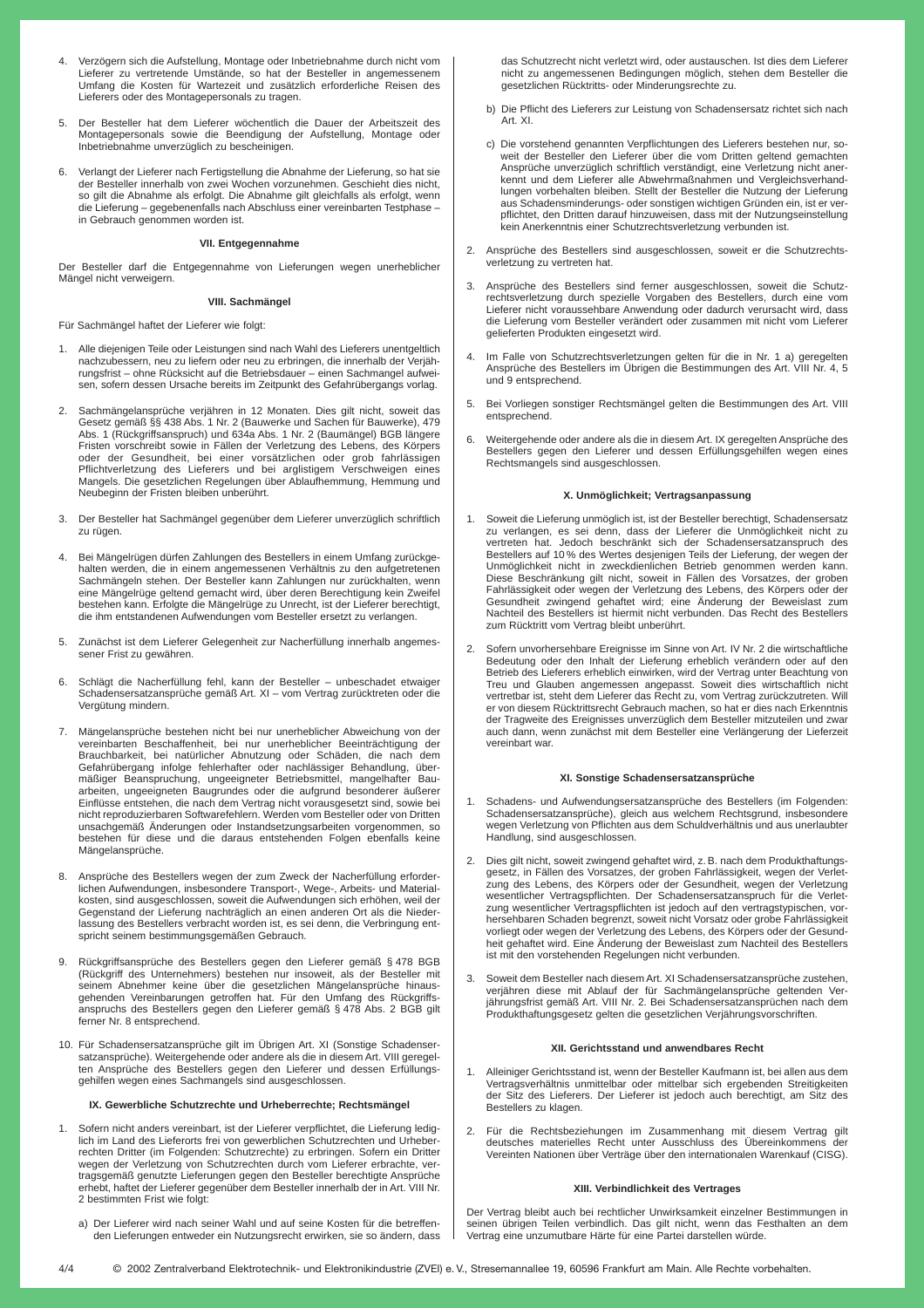4. Verzögern sich die Aufstellung, Montage oder Inbetriebnahme durch nicht vom Lieferer zu vertretende Umstände, so hat der Besteller in angemessenem Umfang die Kosten für Wartezeit und zusätzlich erforderliche Reisen des Lieferers oder des Montagepersonals zu tragen.

5. Der Besteller hat dem Lieferer wöchentlich die Dauer der Arbeitszeit des Montagepersonals sowie die Beendigung der Aufstellung, Montage oder Inbetriebnahme unverzüglich zu bescheinigen.

6. Verlangt der Lieferer nach Fertigstellung die Abnahme der Lieferung, so hat sie der Besteller innerhalb von zwei Wochen vorzunehmen. Geschieht dies nicht, so gilt die Abnahme als erfolgt. Die Abnahme gilt gleichfalls als erfolgt, wenn die Lieferung – gegebenenfalls nach Abschluss einer vereinbarten Testphase – in Gebrauch genommen worden ist.

### VII. Entgegennahme

Der Besteller darf die Entgegennahme von Lieferungen wegen unerheblicher Mängel nicht verweigern.

### VIII. Sachmängel

Für Sachmängel haftet der Lieferer wie folgt:

1. Alle diejenigen Teile oder Leistungen sind nach Wahl des Lieferers unentgeltlich nachzubessern, neu zu liefern oder neu zu erbringen, die innerhalb der Verjährungsfrist – ohne Rücksicht auf die Betriebsdauer – einen Sachmangel aufweisen, sofern dessen Ursache bereits im Zeitpunkt des Gefahrübergangs vorlag.

2. Sachmängelansprüche verjähren in 12 Monaten. Dies gilt nicht, soweit das Gesetz gemäß §§ 438 Abs. 1 Nr. 2 (Bauwerke und Sachen für Bauwerke), 479 Abs. 1 (Rückgriffsanspruch) und 634a Abs. 1 Nr. 2 (Baumängel) BGB längere Fristen vorschreibt sowie in Fällen der Verletzung des Lebens, des Körpers oder der Gesundheit, bei einer vorsätzlichen oder grob fahrlässigen Pflichtverletzung des Lieferers und bei arglistigem Verschweigen eines Mangels. Die gesetzlichen Regelungen über Ablaufhemmung, Hemmung und Neubeginn der Fristen bleiben unberührt.

3. Der Besteller hat Sachmängel gegenüber dem Lieferer unverzüglich schriftlich zu rügen.

4. Bei Mängelrügen dürfen Zahlungen des Bestellers in einem Umfang zurückgehalten werden, die in einem angemessenen Verhältnis zu den aufgetretenen Sachmängeln stehen. Der Besteller kann Zahlungen nur zurückhalten, wenn eine Mängelrüge geltend gemacht wird, über deren Berechtigung kein Zweifel bestehen kann. Erfolgte die Mängelrüge zu Unrecht, ist der Lieferer berechtigt, die ihm entstandenen Aufwendungen vom Besteller ersetzt zu verlangen.

5. Zunächst ist dem Lieferer Gelegenheit zur Nacherfüllung innerhalb angemessener Frist zu gewähren.

6. Schlägt die Nacherfüllung fehl, kann der Besteller – unbeschadet etwaiger Schadensersatzansprüche gemäß Art. XI – vom Vertrag zurücktreten oder die Vergütung mindern.

7. Mängelansprüche bestehen nicht bei nur unerheblicher Abweichung von der vereinbarten Beschaffenheit, bei nur unerheblicher Beeinträchtigung der Brauchbarkeit, bei natürlicher Abnutzung oder Schäden, die nach dem Gefahrübergang infolge fehlerhafter oder nachlässiger Behandlung, übermäßiger Beanspruchung, ungeeigneter Betriebsmittel, mangelhafter Bauarbeiten, ungeeigneten Baugrundes oder die aufgrund besonderer äußerer Einflüsse entstehen, die nach dem Vertrag nicht vorausgesetzt sind, sowie bei nicht reproduzierbaren Softwarefehlern. Werden vom Besteller oder von Dritten unsachgemäß Änderungen oder Instandsetzungsarbeiten vorgenommen, so bestehen für diese und die daraus entstehenden Folgen ebenfalls keine Mängelansprüche.

8. Ansprüche des Bestellers wegen der zum Zweck der Nacherfüllung erforderlichen Aufwendungen, insbesondere Transport-, Wege-, Arbeits- und Materialkosten, sind ausgeschlossen, soweit die Aufwendungen sich erhöhen, weil der Gegenstand der Lieferung nachträglich an einen anderen Ort als die Niederlassung des Bestellers verbracht worden ist, es sei denn, die Verbringung entspricht seinem bestimmungsgemäßen Gebrauch.

9. Rückgriffsansprüche des Bestellers gegen den Lieferer gemäß § 478 BGB (Rückgriff des Unternehmers) bestehen nur insoweit, als der Besteller mit seinem Abnehmer keine über die gesetzlichen Mängelansprüche hinausgehenden Vereinbarungen getroffen hat. Für den Umfang des Rückgriffsanspruchs des Bestellers gegen den Lieferer gemäß § 478 Abs. 2 BGB gilt ferner Nr. 8 entsprechend.

10. Für Schadensersatzansprüche gilt im Übrigen Art. XI (Sonstige Schadensersatzansprüche). Weitergehende oder andere als die in diesem Art. VIII geregelten Ansprüche des Bestellers gegen den Lieferer und dessen Erfüllungsgehilfen wegen eines Sachmangels sind ausgeschlossen.

### IX. Gewerbliche Schutzrechte und Urheberrechte; Rechtsmängel

1. Sofern nicht anders vereinbart, ist der Lieferer verpflichtet, die Lieferung lediglich im Land des Lieferorts frei von gewerblichen Schutzrechten und Urheberrechten Dritter (im Folgenden: Schutzrechte) zu erbringen. Sofern ein Dritter wegen der Verletzung von Schutzrechten durch vom Lieferer erbrachte, vertragsgemäß genutzte Lieferungen gegen den Besteller berechtigte Ansprüche erhebt, haftet der Lieferer gegenüber dem Besteller innerhalb der in Art. VIII Nr. 2 bestimmten Frist wie folgt:

   a) Der Lieferer wird nach seiner Wahl und auf seine Kosten für die betreffenden Lieferungen entweder ein Nutzungsrecht erwirken, sie so ändern, dass das Schutzrecht nicht verletzt wird, oder austauschen. Ist dies dem Lieferer nicht zu angemessenen Bedingungen möglich, stehen dem Besteller die gesetzlichen Rücktritts- oder Minderungsrechte zu.

   b) Die Pflicht des Lieferers zur Leistung von Schadensersatz richtet sich nach Art. XI.

   c) Die vorstehend genannten Verpflichtungen des Lieferers bestehen nur, soweit der Besteller den Lieferer über die vom Dritten geltend gemachten Ansprüche unverzüglich schriftlich verständigt, eine Verletzung nicht anerkennt und dem Lieferer alle Abwehrmaßnahmen und Vergleichsverhandlungen vorbehalten bleiben. Stellt der Besteller die Nutzung der Lieferung aus Schadensminderungs- oder sonstigen wichtigen Gründen ein, ist er verpflichtet, den Dritten darauf hinzuweisen, dass mit der Nutzungseinstellung kein Anerkenntnis einer Schutzrechtsverletzung verbunden ist.

2. Ansprüche des Bestellers sind ausgeschlossen, soweit er die Schutzrechtsverletzung zu vertreten hat.

3. Ansprüche des Bestellers sind ferner ausgeschlossen, soweit die Schutzrechtsverletzung durch spezielle Vorgaben des Bestellers, durch eine vom Lieferer nicht voraussehbare Anwendung oder dadurch verursacht wird, dass die Lieferung vom Besteller verändert oder zusammen mit nicht vom Lieferer gelieferten Produkten eingesetzt wird.

4. Im Falle von Schutzrechtsverletzungen gelten für die in Nr. 1 a) geregelten Ansprüche des Bestellers im Übrigen die Bestimmungen des Art. VIII Nr. 4, 5 und 9 entsprechend.

5. Bei Vorliegen sonstiger Rechtsmängel gelten die Bestimmungen des Art. VIII entsprechend.

6. Weitergehende oder andere als die in diesem Art. IX geregelten Ansprüche des Bestellers gegen den Lieferer und dessen Erfüllungsgehilfen wegen eines Rechtsmangels sind ausgeschlossen.

### X. Unmöglichkeit; Vertragsanpassung

1. Soweit die Lieferung unmöglich ist, ist der Besteller berechtigt, Schadensersatz zu verlangen, es sei denn, dass der Lieferer die Unmöglichkeit nicht zu vertreten hat. Jedoch beschränkt sich der Schadensersatzanspruch des Bestellers auf 10 % des Wertes desjenigen Teils der Lieferung, der wegen der Unmöglichkeit nicht in zweckdienlichen Betrieb genommen werden kann. Diese Beschränkung gilt nicht, soweit in Fällen des Vorsatzes, der groben Fahrlässigkeit oder wegen der Verletzung des Lebens, des Körpers oder der Gesundheit zwingend gehaftet wird; eine Änderung der Beweislast zum Nachteil des Bestellers ist hiermit nicht verbunden. Das Recht des Bestellers zum Rücktritt vom Vertrag bleibt unberührt.

2. Sofern unvorhersehbare Ereignisse im Sinne von Art. IV Nr. 2 die wirtschaftliche Bedeutung oder den Inhalt der Lieferung erheblich verändern oder auf den Betrieb des Lieferers erheblich einwirken, wird der Vertrag unter Beachtung von Treu und Glauben angemessen angepasst. Soweit dies wirtschaftlich nicht vertretbar ist, steht dem Lieferer das Recht zu, vom Vertrag zurückzutreten. Will er von diesem Rücktrittsrecht Gebrauch machen, so hat er dies nach Erkenntnis der Tragweite des Ereignisses unverzüglich dem Besteller mitzuteilen und zwar auch dann, wenn zunächst mit dem Besteller eine Verlängerung der Lieferzeit vereinbart war.

### XI. Sonstige Schadensersatzansprüche

1. Schadens- und Aufwendungsersatzansprüche des Bestellers (im Folgenden: Schadensersatzansprüche), gleich aus welchem Rechtsgrund, insbesondere wegen Verletzung von Pflichten aus dem Schuldverhältnis und aus unerlaubter Handlung, sind ausgeschlossen.

2. Dies gilt nicht, soweit zwingend gehaftet wird, z. B. nach dem Produkthaftungsgesetz, in Fällen des Vorsatzes, der groben Fahrlässigkeit, wegen der Verletzung des Lebens, des Körpers oder der Gesundheit, wegen der Verletzung wesentlicher Vertragspflichten. Der Schadensersatzanspruch für die Verletzung wesentlicher Vertragspflichten ist jedoch auf den vertragstypischen, vorhersehbaren Schaden begrenzt, soweit nicht Vorsatz oder grobe Fahrlässigkeit vorliegt oder wegen der Verletzung des Lebens, des Körpers oder der Gesundheit gehaftet wird. Eine Änderung der Beweislast zum Nachteil des Bestellers ist mit den vorstehenden Regelungen nicht verbunden.

3. Soweit dem Besteller nach diesem Art. XI Schadensersatzansprüche zustehen, verjähren diese mit Ablauf der für Sachmängelansprüche geltenden Verjährungsfrist gemäß Art. VIII Nr. 2. Bei Schadensersatzansprüchen nach dem Produkthaftungsgesetz gelten die gesetzlichen Verjährungsvorschriften.

### XII. Gerichtsstand und anwendbares Recht

1. Alleiniger Gerichtsstand ist, wenn der Besteller Kaufmann ist, bei allen aus dem Vertragsverhältnis unmittelbar oder mittelbar sich ergebenden Streitigkeiten der Sitz des Lieferers. Der Lieferer ist jedoch auch berechtigt, am Sitz des Bestellers zu klagen.

2. Für die Rechtsbeziehungen im Zusammenhang mit diesem Vertrag gilt deutsches materielles Recht unter Ausschluss des Übereinkommens der Vereinten Nationen über Verträge über den internationalen Warenkauf (CISG).

### XIII. Verbindlichkeit des Vertrages

Der Vertrag bleibt auch bei rechtlicher Unwirksamkeit einzelner Bestimmungen in seinen übrigen Teilen verbindlich. Das gilt nicht, wenn das Festhalten an dem Vertrag eine unzumutbare Härte für eine Partei darstellen würde.

© 2002 Zentralverband Elektrotechnik- und Elektronikindustrie (ZVEI) e. V., Stresemannallee 19, 60596 Frankfurt am Main. Alle Rechte vorbehalten.